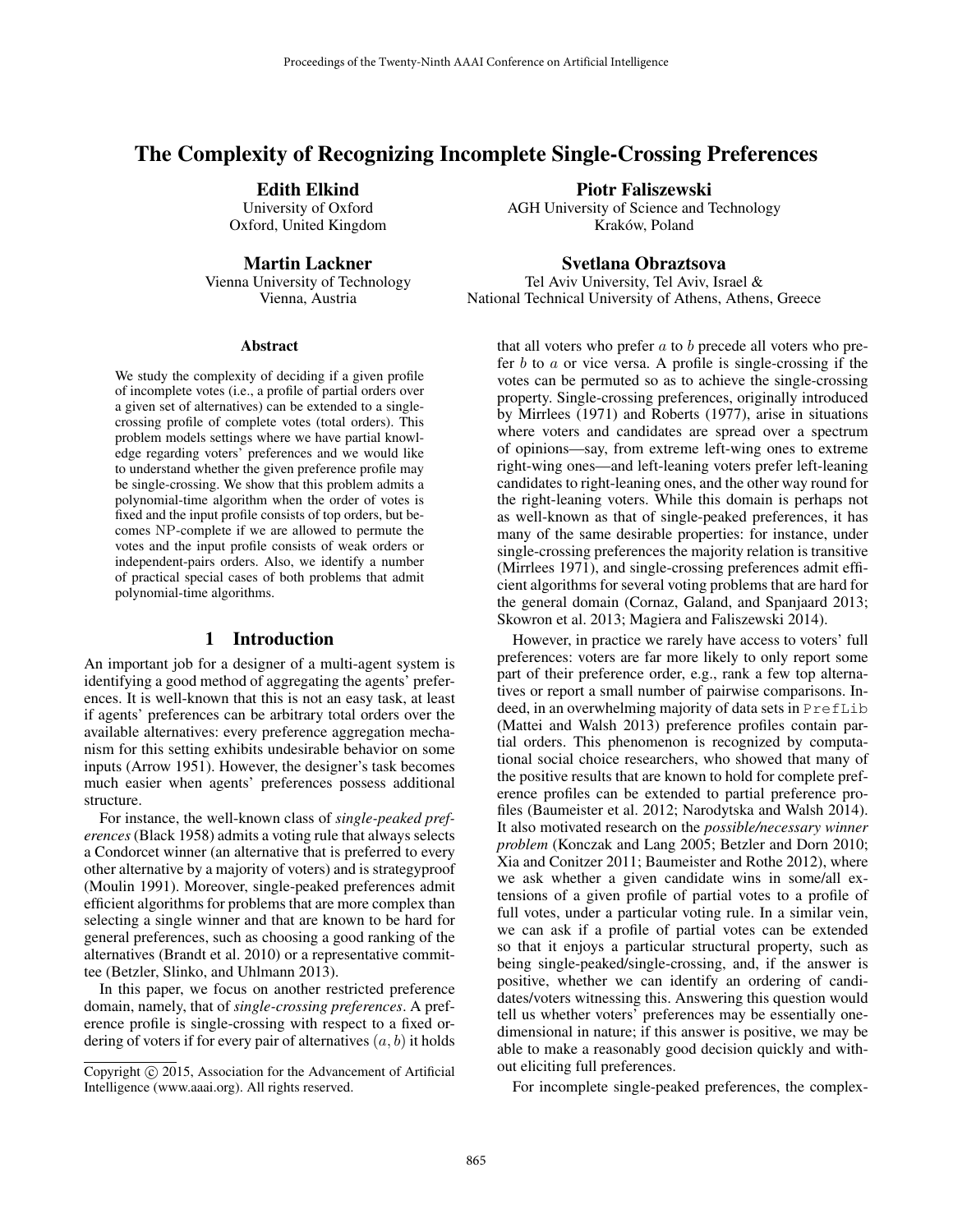# The Complexity of Recognizing Incomplete Single-Crossing Preferences

**Edith Elkind**
University of Oxford
Oxford, United Kingdom

**Piotr Faliszewski**
AGH University of Science and Technology
Kraków, Poland

**Martin Lackner**
Vienna University of Technology
Vienna, Austria

**Svetlana Obraztsova**
Tel Aviv University, Tel Aviv, Israel &
National Technical University of Athens, Athens, Greece

## Abstract

We study the complexity of deciding if a given profile of incomplete votes (i.e., a profile of partial orders over a given set of alternatives) can be extended to a single-crossing profile of complete votes (total orders). This problem models settings where we have partial knowledge regarding voters' preferences and we would like to understand whether the given preference profile may be single-crossing. We show that this problem admits a polynomial-time algorithm when the order of votes is fixed and the input profile consists of top orders, but becomes NP-complete if we are allowed to permute the votes and the input profile consists of weak orders or independent-pairs orders. Also, we identify a number of practical special cases of both problems that admit polynomial-time algorithms.

## 1 Introduction

An important job for a designer of a multi-agent system is identifying a good method of aggregating the agents' preferences. It is well-known that this is not an easy task, at least if agents' preferences can be arbitrary total orders over the available alternatives: every preference aggregation mechanism for this setting exhibits undesirable behavior on some inputs (Arrow 1951). However, the designer's task becomes much easier when agents' preferences possess additional structure.

For instance, the well-known class of *single-peaked preferences* (Black 1958) admits a voting rule that always selects a Condorcet winner (an alternative that is preferred to every other alternative by a majority of voters) and is strategyproof (Moulin 1991). Moreover, single-peaked preferences admit efficient algorithms for problems that are more complex than selecting a single winner and that are known to be hard for general preferences, such as choosing a good ranking of the alternatives (Brandt et al. 2010) or a representative committee (Betzler, Slinko, and Uhlmann 2013).

In this paper, we focus on another restricted preference domain, namely, that of *single-crossing preferences*. A preference profile is single-crossing with respect to a fixed ordering of voters if for every pair of alternatives $(a, b)$ it holds that all voters who prefer $a$ to $b$ precede all voters who prefer $b$ to $a$ or vice versa. A profile is single-crossing if the votes can be permuted so as to achieve the single-crossing property. Single-crossing preferences, originally introduced by Mirrlees (1971) and Roberts (1977), arise in situations where voters and candidates are spread over a spectrum of opinions—say, from extreme left-wing ones to extreme right-wing ones—and left-leaning voters prefer left-leaning candidates to right-leaning ones, and the other way round for the right-leaning voters. While this domain is perhaps not as well-known as that of single-peaked preferences, it has many of the same desirable properties: for instance, under single-crossing preferences the majority relation is transitive (Mirrlees 1971), and single-crossing preferences admit efficient algorithms for several voting problems that are hard for the general domain (Cornaz, Galand, and Spanjaard 2013; Skowron et al. 2013; Magiera and Faliszewski 2014).

However, in practice we rarely have access to voters' full preferences: voters are far more likely to only report some part of their preference order, e.g., rank a few top alternatives or report a small number of pairwise comparisons. Indeed, in an overwhelming majority of data sets in PrefLib (Mattei and Walsh 2013) preference profiles contain partial orders. This phenomenon is recognized by computational social choice researchers, who showed that many of the positive results that are known to hold for complete preference profiles can be extended to partial preference profiles (Baumeister et al. 2012; Narodytska and Walsh 2014). It also motivated research on the *possible/necessary winner problem* (Konczak and Lang 2005; Betzler and Dorn 2010; Xia and Conitzer 2011; Baumeister and Rothe 2012), where we ask whether a given candidate wins in some/all extensions of a given profile of partial votes to a profile of full votes, under a particular voting rule. In a similar vein, we can ask if a profile of partial votes can be extended so that it enjoys a particular structural property, such as being single-peaked/single-crossing, and, if the answer is positive, whether we can identify an ordering of candidates/voters witnessing this. Answering this question would tell us whether voters' preferences may be essentially one-dimensional in nature; if this answer is positive, we may be able to make a reasonably good decision quickly and without eliciting full preferences.

For incomplete single-peaked preferences, the complex-

Copyright © 2015, Association for the Advancement of Artificial Intelligence (www.aaai.org). All rights reserved.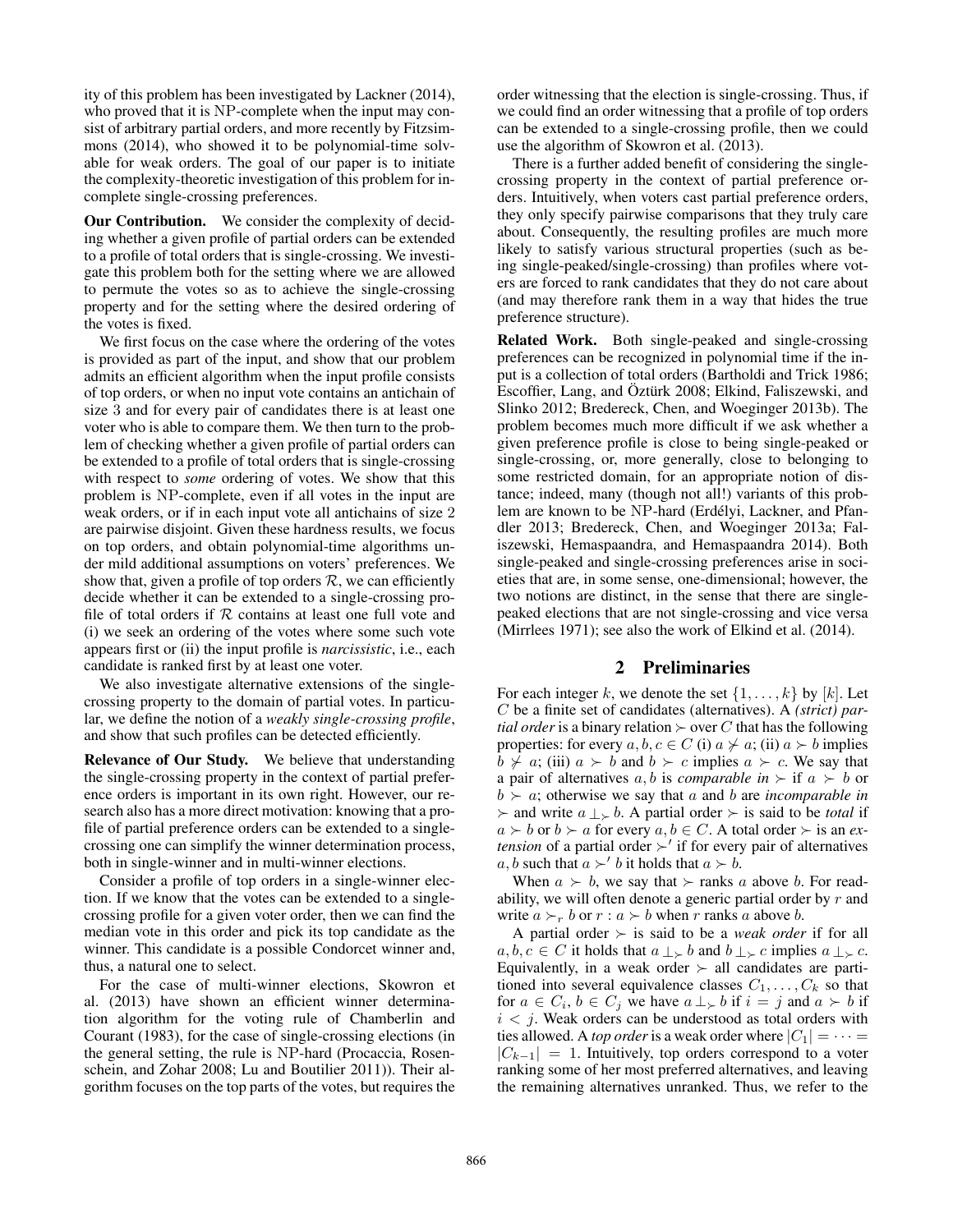ity of this problem has been investigated by Lackner (2014), who proved that it is NP-complete when the input may consist of arbitrary partial orders, and more recently by Fitzsimmons (2014), who showed it to be polynomial-time solvable for weak orders. The goal of our paper is to initiate the complexity-theoretic investigation of this problem for incomplete single-crossing preferences.

**Our Contribution.** We consider the complexity of deciding whether a given profile of partial orders can be extended to a profile of total orders that is single-crossing. We investigate this problem both for the setting where we are allowed to permute the votes so as to achieve the single-crossing property and for the setting where the desired ordering of the votes is fixed.

We first focus on the case where the ordering of the votes is provided as part of the input, and show that our problem admits an efficient algorithm when the input profile consists of top orders, or when no input vote contains an antichain of size 3 and for every pair of candidates there is at least one voter who is able to compare them. We then turn to the problem of checking whether a given profile of partial orders can be extended to a profile of total orders that is single-crossing with respect to *some* ordering of votes. We show that this problem is NP-complete, even if all votes in the input are weak orders, or if in each input vote all antichains of size 2 are pairwise disjoint. Given these hardness results, we focus on top orders, and obtain polynomial-time algorithms under mild additional assumptions on voters' preferences. We show that, given a profile of top orders $\mathcal{R}$, we can efficiently decide whether it can be extended to a single-crossing profile of total orders if $\mathcal{R}$ contains at least one full vote and (i) we seek an ordering of the votes where some such vote appears first or (ii) the input profile is *narcissistic*, i.e., each candidate is ranked first by at least one voter.

We also investigate alternative extensions of the single-crossing property to the domain of partial votes. In particular, we define the notion of a *weakly single-crossing profile*, and show that such profiles can be detected efficiently.

**Relevance of Our Study.** We believe that understanding the single-crossing property in the context of partial preference orders is important in its own right. However, our research also has a more direct motivation: knowing that a profile of partial preference orders can be extended to a single-crossing one can simplify the winner determination process, both in single-winner and in multi-winner elections.

Consider a profile of top orders in a single-winner election. If we know that the votes can be extended to a single-crossing profile for a given voter order, then we can find the median vote in this order and pick its top candidate as the winner. This candidate is a possible Condorcet winner and, thus, a natural one to select.

For the case of multi-winner elections, Skowron et al. (2013) have shown an efficient winner determination algorithm for the voting rule of Chamberlin and Courant (1983), for the case of single-crossing elections (in the general setting, the rule is NP-hard (Procaccia, Rosenschein, and Zohar 2008; Lu and Boutilier 2011)). Their algorithm focuses on the top parts of the votes, but requires the order witnessing that the election is single-crossing. Thus, if we could find an order witnessing that a profile of top orders can be extended to a single-crossing profile, then we could use the algorithm of Skowron et al. (2013).

There is a further added benefit of considering the single-crossing property in the context of partial preference orders. Intuitively, when voters cast partial preference orders, they only specify pairwise comparisons that they truly care about. Consequently, the resulting profiles are much more likely to satisfy various structural properties (such as being single-peaked/single-crossing) than profiles where voters are forced to rank candidates that they do not care about (and may therefore rank them in a way that hides the true preference structure).

**Related Work.** Both single-peaked and single-crossing preferences can be recognized in polynomial time if the input is a collection of total orders (Bartholdi and Trick 1986; Escoffier, Lang, and Öztürk 2008; Elkind, Faliszewski, and Slinko 2012; Bredereck, Chen, and Woeginger 2013b). The problem becomes much more difficult if we ask whether a given preference profile is close to being single-peaked or single-crossing, or, more generally, close to belonging to some restricted domain, for an appropriate notion of distance; indeed, many (though not all!) variants of this problem are known to be NP-hard (Erdélyi, Lackner, and Pfandler 2013; Bredereck, Chen, and Woeginger 2013a; Faliszewski, Hemaspaandra, and Hemaspaandra 2014). Both single-peaked and single-crossing preferences arise in societies that are, in some sense, one-dimensional; however, the two notions are distinct, in the sense that there are single-peaked elections that are not single-crossing and vice versa (Mirrlees 1971); see also the work of Elkind et al. (2014).

## 2 Preliminaries

For each integer $k$, we denote the set $\{1, \dots, k\}$ by $[k]$. Let $C$ be a finite set of candidates (alternatives). A *(strict) partial order* is a binary relation $\succ$ over $C$ that has the following properties: for every $a, b, c \in C$ (i) $a \not\succ a$; (ii) $a \succ b$ implies $b \not\succ a$; (iii) $a \succ b$ and $b \succ c$ implies $a \succ c$. We say that a pair of alternatives $a, b$ is *comparable in* $\succ$ if $a \succ b$ or $b \succ a$; otherwise we say that $a$ and $b$ are *incomparable in* $\succ$ and write $a \perp_{\succ} b$. A partial order $\succ$ is said to be *total* if $a \succ b$ or $b \succ a$ for every $a, b \in C$. A total order $\succ$ is an *extension* of a partial order $\succ'$ if for every pair of alternatives $a, b$ such that $a \succ' b$ it holds that $a \succ b$.

When $a \succ b$, we say that $\succ$ ranks $a$ above $b$. For readability, we will often denote a generic partial order by $r$ and write $a \succ_r b$ or $r : a \succ b$ when $r$ ranks $a$ above $b$.

A partial order $\succ$ is said to be a *weak order* if for all $a, b, c \in C$ it holds that $a \perp_{\succ} b$ and $b \perp_{\succ} c$ implies $a \perp_{\succ} c$. Equivalently, in a weak order $\succ$ all candidates are partitioned into several equivalence classes $C_1, \dots, C_k$ so that for $a \in C_i$, $b \in C_j$ we have $a \perp_{\succ} b$ if $i = j$ and $a \succ b$ if $i < j$. Weak orders can be understood as total orders with ties allowed. A *top order* is a weak order where $|C_1| = \cdots = |C_{k-1}| = 1$. Intuitively, top orders correspond to a voter ranking some of her most preferred alternatives, and leaving the remaining alternatives unranked. Thus, we refer to the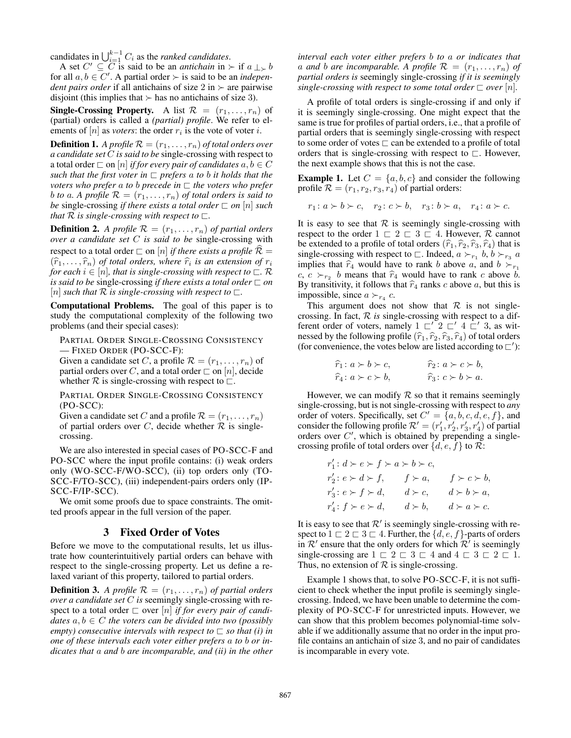candidates in $\bigcup_{i=1}^{k-1} C_i$ as the *ranked candidates*.

A set $C' \subseteq C$ is said to be an *antichain* in $\succ$ if $a \perp_{\succ} b$ for all $a, b \in C'$. A partial order $\succ$ is said to be an *independent pairs order* if all antichains of size 2 in $\succ$ are pairwise disjoint (this implies that $\succ$ has no antichains of size 3).

**Single-Crossing Property.** A list $\mathcal{R} = (r_1, \ldots, r_n)$ of (partial) orders is called a *(partial) profile*. We refer to elements of $[n]$ as *voters*: the order $r_i$ is the vote of voter $i$.

**Definition 1.** *A profile $\mathcal{R} = (r_1, \ldots, r_n)$ of total orders over a candidate set $C$ is said to be* single-crossing with respect to a total order $\sqsubset$ on $[n]$ *if for every pair of candidates $a, b \in C$ such that the first voter in $\sqsubset$ prefers $a$ to $b$ it holds that the voters who prefer $a$ to $b$ precede in $\sqsubset$ the voters who prefer $b$ to $a$. A profile $\mathcal{R} = (r_1, \ldots, r_n)$ of total orders is said to be* single-crossing *if there exists a total order $\sqsubset$ on $[n]$ such that $\mathcal{R}$ is single-crossing with respect to $\sqsubset$.*

**Definition 2.** *A profile $\mathcal{R} = (r_1, \ldots, r_n)$ of partial orders over a candidate set $C$ is said to be* single-crossing with respect to a total order $\sqsubset$ on $[n]$ *if there exists a profile $\widehat{\mathcal{R}} = (\widehat{r}_1, \ldots, \widehat{r}_n)$ of total orders, where $\widehat{r}_i$ is an extension of $r_i$ for each $i \in [n]$, that is single-crossing with respect to $\sqsubset$. $\mathcal{R}$ is said to be* single-crossing *if there exists a total order $\sqsubset$ on $[n]$ such that $\mathcal{R}$ is single-crossing with respect to $\sqsubset$.*

**Computational Problems.** The goal of this paper is to study the computational complexity of the following two problems (and their special cases):

PARTIAL ORDER SINGLE-CROSSING CONSISTENCY — FIXED ORDER (PO-SCC-F):
Given a candidate set $C$, a profile $\mathcal{R} = (r_1, \ldots, r_n)$ of partial orders over $C$, and a total order $\sqsubset$ on $[n]$, decide whether $\mathcal{R}$ is single-crossing with respect to $\sqsubset$.

PARTIAL ORDER SINGLE-CROSSING CONSISTENCY (PO-SCC):
Given a candidate set $C$ and a profile $\mathcal{R} = (r_1, \ldots, r_n)$ of partial orders over $C$, decide whether $\mathcal{R}$ is single-crossing.

We are also interested in special cases of PO-SCC-F and PO-SCC where the input profile contains: (i) weak orders only (WO-SCC-F/WO-SCC), (ii) top orders only (TO-SCC-F/TO-SCC), (iii) independent-pairs orders only (IP-SCC-F/IP-SCC).

We omit some proofs due to space constraints. The omitted proofs appear in the full version of the paper.

## 3 Fixed Order of Votes

Before we move to the computational results, let us illustrate how counterintuitively partial orders can behave with respect to the single-crossing property. Let us define a relaxed variant of this property, tailored to partial orders.

**Definition 3.** *A profile $\mathcal{R} = (r_1, \ldots, r_n)$ of partial orders over a candidate set $C$ is* seemingly single-crossing with respect to a total order $\sqsubset$ over $[n]$ *if for every pair of candidates $a, b \in C$ the voters can be divided into two (possibly empty) consecutive intervals with respect to $\sqsubset$ so that (i) in one of these intervals each voter either prefers $a$ to $b$ or indicates that $a$ and $b$ are incomparable, and (ii) in the other interval each voter either prefers $b$ to $a$ or indicates that $a$ and $b$ are incomparable. A profile $\mathcal{R} = (r_1, \ldots, r_n)$ of partial orders is* seemingly single-crossing *if it is seemingly single-crossing with respect to some total order $\sqsubset$ over $[n]$.*

A profile of total orders is single-crossing if and only if it is seemingly single-crossing. One might expect that the same is true for profiles of partial orders, i.e., that a profile of partial orders that is seemingly single-crossing with respect to some order of votes $\sqsubset$ can be extended to a profile of total orders that is single-crossing with respect to $\sqsubset$. However, the next example shows that this is not the case.

**Example 1.** Let $C = \{a, b, c\}$ and consider the following profile $\mathcal{R} = (r_1, r_2, r_3, r_4)$ of partial orders:

$$r_1 \colon a \succ b \succ c, \quad r_2 \colon c \succ b, \quad r_3 \colon b \succ a, \quad r_4 \colon a \succ c.$$

It is easy to see that $\mathcal{R}$ is seemingly single-crossing with respect to the order $1 \sqsubset 2 \sqsubset 3 \sqsubset 4$. However, $\mathcal{R}$ cannot be extended to a profile of total orders $(\widehat{r}_1, \widehat{r}_2, \widehat{r}_3, \widehat{r}_4)$ that is single-crossing with respect to $\sqsubset$. Indeed, $a \succ_{r_1} b$, $b \succ_{r_3} a$ implies that $\widehat{r}_4$ would have to rank $b$ above $a$, and $b \succ_{r_1} c$, $c \succ_{r_2} b$ means that $\widehat{r}_4$ would have to rank $c$ above $b$. By transitivity, it follows that $\widehat{r}_4$ ranks $c$ above $a$, but this is impossible, since $a \succ_{r_4} c$.

This argument does not show that $\mathcal{R}$ is not single-crossing. In fact, $\mathcal{R}$ *is* single-crossing with respect to a different order of voters, namely $1 \sqsubset' 2 \sqsubset' 4 \sqsubset' 3$, as witnessed by the following profile $(\widehat{r}_1, \widehat{r}_2, \widehat{r}_3, \widehat{r}_4)$ of total orders (for convenience, the votes below are listed according to $\sqsubset'$):

$$\widehat{r}_1 \colon a \succ b \succ c, \qquad \widehat{r}_2 \colon a \succ c \succ b,$$
$$\widehat{r}_4 \colon a \succ c \succ b, \qquad \widehat{r}_3 \colon c \succ b \succ a.$$

However, we can modify $\mathcal{R}$ so that it remains seemingly single-crossing, but is not single-crossing with respect to *any* order of voters. Specifically, set $C' = \{a, b, c, d, e, f\}$, and consider the following profile $\mathcal{R}' = (r'_1, r'_2, r'_3, r'_4)$ of partial orders over $C'$, which is obtained by prepending a single-crossing profile of total orders over $\{d, e, f\}$ to $\mathcal{R}$:

$$r'_1 \colon d \succ e \succ f \succ a \succ b \succ c,$$
$$r'_2 \colon e \succ d \succ f, \qquad f \succ a, \qquad f \succ c \succ b,$$
$$r'_3 \colon e \succ f \succ d, \qquad d \succ c, \qquad d \succ b \succ a,$$
$$r'_4 \colon f \succ e \succ d, \qquad d \succ b, \qquad d \succ a \succ c.$$

It is easy to see that $\mathcal{R}'$ is seemingly single-crossing with respect to $1 \sqsubset 2 \sqsubset 3 \sqsubset 4$. Further, the $\{d, e, f\}$-parts of orders in $\mathcal{R}'$ ensure that the only orders for which $\mathcal{R}'$ is seemingly single-crossing are $1 \sqsubset 2 \sqsubset 3 \sqsubset 4$ and $4 \sqsubset 3 \sqsubset 2 \sqsubset 1$. Thus, no extension of $\mathcal{R}$ is single-crossing.

Example 1 shows that, to solve PO-SCC-F, it is not sufficient to check whether the input profile is seemingly single-crossing. Indeed, we have been unable to determine the complexity of PO-SCC-F for unrestricted inputs. However, we can show that this problem becomes polynomial-time solvable if we additionally assume that no order in the input profile contains an antichain of size 3, and no pair of candidates is incomparable in every vote.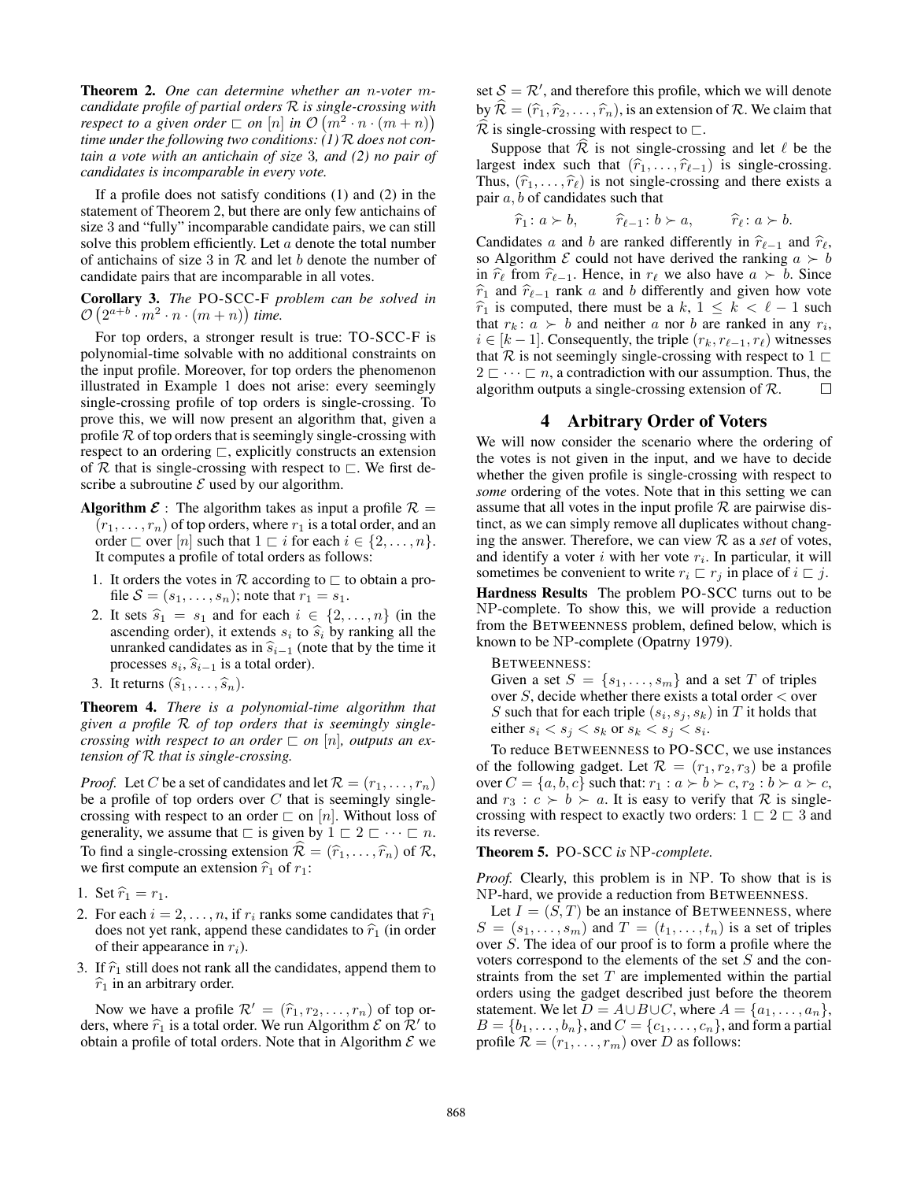**Theorem 2.** *One can determine whether an $n$-voter $m$-candidate profile of partial orders $\mathcal{R}$ is single-crossing with respect to a given order $\sqsubset$ on $[n]$ in $\mathcal{O}\left(m^2 \cdot n \cdot (m+n)\right)$ time under the following two conditions: (1) $\mathcal{R}$ does not contain a vote with an antichain of size 3, and (2) no pair of candidates is incomparable in every vote.*

If a profile does not satisfy conditions (1) and (2) in the statement of Theorem 2, but there are only few antichains of size 3 and "fully" incomparable candidate pairs, we can still solve this problem efficiently. Let $a$ denote the total number of antichains of size 3 in $\mathcal{R}$ and let $b$ denote the number of candidate pairs that are incomparable in all votes.

**Corollary 3.** *The* PO-SCC-F *problem can be solved in $\mathcal{O}\left(2^{a+b} \cdot m^2 \cdot n \cdot (m+n)\right)$ time.*

For top orders, a stronger result is true: TO-SCC-F is polynomial-time solvable with no additional constraints on the input profile. Moreover, for top orders the phenomenon illustrated in Example 1 does not arise: every seemingly single-crossing profile of top orders is single-crossing. To prove this, we will now present an algorithm that, given a profile $\mathcal{R}$ of top orders that is seemingly single-crossing with respect to an ordering $\sqsubset$, explicitly constructs an extension of $\mathcal{R}$ that is single-crossing with respect to $\sqsubset$. We first describe a subroutine $\mathcal{E}$ used by our algorithm.

**Algorithm $\mathcal{E}$** : The algorithm takes as input a profile $\mathcal{R} = (r_1, \ldots, r_n)$ of top orders, where $r_1$ is a total order, and an order $\sqsubset$ over $[n]$ such that $1 \sqsubset i$ for each $i \in \{2, \ldots, n\}$. It computes a profile of total orders as follows:

1. It orders the votes in $\mathcal{R}$ according to $\sqsubset$ to obtain a profile $\mathcal{S} = (s_1, \ldots, s_n)$; note that $r_1 = s_1$.
2. It sets $\widehat{s}_1 = s_1$ and for each $i \in \{2, \ldots, n\}$ (in the ascending order), it extends $s_i$ to $\widehat{s}_i$ by ranking all the unranked candidates as in $\widehat{s}_{i-1}$ (note that by the time it processes $s_i$, $\widehat{s}_{i-1}$ is a total order).
3. It returns $(\widehat{s}_1, \ldots, \widehat{s}_n)$.

**Theorem 4.** *There is a polynomial-time algorithm that given a profile $\mathcal{R}$ of top orders that is seemingly single-crossing with respect to an order $\sqsubset$ on $[n]$, outputs an extension of $\mathcal{R}$ that is single-crossing.*

*Proof.* Let $C$ be a set of candidates and let $\mathcal{R} = (r_1, \ldots, r_n)$ be a profile of top orders over $C$ that is seemingly single-crossing with respect to an order $\sqsubset$ on $[n]$. Without loss of generality, we assume that $\sqsubset$ is given by $1 \sqsubset 2 \sqsubset \cdots \sqsubset n$. To find a single-crossing extension $\widehat{\mathcal{R}} = (\widehat{r}_1, \ldots, \widehat{r}_n)$ of $\mathcal{R}$, we first compute an extension $\widehat{r}_1$ of $r_1$:

1. Set $\widehat{r}_1 = r_1$.
2. For each $i = 2, \ldots, n$, if $r_i$ ranks some candidates that $\widehat{r}_1$ does not yet rank, append these candidates to $\widehat{r}_1$ (in order of their appearance in $r_i$).
3. If $\widehat{r}_1$ still does not rank all the candidates, append them to $\widehat{r}_1$ in an arbitrary order.

Now we have a profile $\mathcal{R}' = (\widehat{r}_1, r_2, \ldots, r_n)$ of top orders, where $\widehat{r}_1$ is a total order. We run Algorithm $\mathcal{E}$ on $\mathcal{R}'$ to obtain a profile of total orders. Note that in Algorithm $\mathcal{E}$ we set $\mathcal{S} = \mathcal{R}'$, and therefore this profile, which we will denote by $\widehat{\mathcal{R}} = (\widehat{r}_1, \widehat{r}_2, \ldots, \widehat{r}_n)$, is an extension of $\mathcal{R}$. We claim that $\widehat{\mathcal{R}}$ is single-crossing with respect to $\sqsubset$.

Suppose that $\widehat{\mathcal{R}}$ is not single-crossing and let $\ell$ be the largest index such that $(\widehat{r}_1, \ldots, \widehat{r}_{\ell-1})$ is single-crossing. Thus, $(\widehat{r}_1, \ldots, \widehat{r}_\ell)$ is not single-crossing and there exists a pair $a, b$ of candidates such that

$$\widehat{r}_1 \colon a \succ b, \qquad \widehat{r}_{\ell-1} \colon b \succ a, \qquad \widehat{r}_\ell \colon a \succ b.$$

Candidates $a$ and $b$ are ranked differently in $\widehat{r}_{\ell-1}$ and $\widehat{r}_\ell$, so Algorithm $\mathcal{E}$ could not have derived the ranking $a \succ b$ in $\widehat{r}_\ell$ from $\widehat{r}_{\ell-1}$. Hence, in $r_\ell$ we also have $a \succ b$. Since $\widehat{r}_1$ and $\widehat{r}_{\ell-1}$ rank $a$ and $b$ differently and given how vote $\widehat{r}_1$ is computed, there must be a $k$, $1 \le k < \ell - 1$ such that $r_k \colon a \succ b$ and neither $a$ nor $b$ are ranked in any $r_i$, $i \in [k-1]$. Consequently, the triple $(r_k, r_{\ell-1}, r_\ell)$ witnesses that $\mathcal{R}$ is not seemingly single-crossing with respect to $1 \sqsubset 2 \sqsubset \cdots \sqsubset n$, a contradiction with our assumption. Thus, the algorithm outputs a single-crossing extension of $\mathcal{R}$. $\square$

## 4 Arbitrary Order of Voters

We will now consider the scenario where the ordering of the votes is not given in the input, and we have to decide whether the given profile is single-crossing with respect to *some* ordering of the votes. Note that in this setting we can assume that all votes in the input profile $\mathcal{R}$ are pairwise distinct, as we can simply remove all duplicates without changing the answer. Therefore, we can view $\mathcal{R}$ as a *set* of votes, and identify a voter $i$ with her vote $r_i$. In particular, it will sometimes be convenient to write $r_i \sqsubset r_j$ in place of $i \sqsubset j$.

**Hardness Results** The problem PO-SCC turns out to be NP-complete. To show this, we will provide a reduction from the BETWEENNESS problem, defined below, which is known to be NP-complete (Opatrny 1979).

BETWEENNESS:
Given a set $S = \{s_1, \ldots, s_m\}$ and a set $T$ of triples over $S$, decide whether there exists a total order $<$ over $S$ such that for each triple $(s_i, s_j, s_k)$ in $T$ it holds that either $s_i < s_j < s_k$ or $s_k < s_j < s_i$.

To reduce BETWEENNESS to PO-SCC, we use instances of the following gadget. Let $\mathcal{R} = (r_1, r_2, r_3)$ be a profile over $C = \{a, b, c\}$ such that: $r_1 : a \succ b \succ c$, $r_2 : b \succ a \succ c$, and $r_3 : c \succ b \succ a$. It is easy to verify that $\mathcal{R}$ is single-crossing with respect to exactly two orders: $1 \sqsubset 2 \sqsubset 3$ and its reverse.

**Theorem 5.** PO-SCC *is* NP*-complete.*

*Proof.* Clearly, this problem is in NP. To show that is is NP-hard, we provide a reduction from BETWEENNESS.

Let $I = (S, T)$ be an instance of BETWEENNESS, where $S = (s_1, \ldots, s_m)$ and $T = (t_1, \ldots, t_n)$ is a set of triples over $S$. The idea of our proof is to form a profile where the voters correspond to the elements of the set $S$ and the constraints from the set $T$ are implemented within the partial orders using the gadget described just before the theorem statement. We let $D = A \cup B \cup C$, where $A = \{a_1, \ldots, a_n\}$, $B = \{b_1, \ldots, b_n\}$, and $C = \{c_1, \ldots, c_n\}$, and form a partial profile $\mathcal{R} = (r_1, \ldots, r_m)$ over $D$ as follows: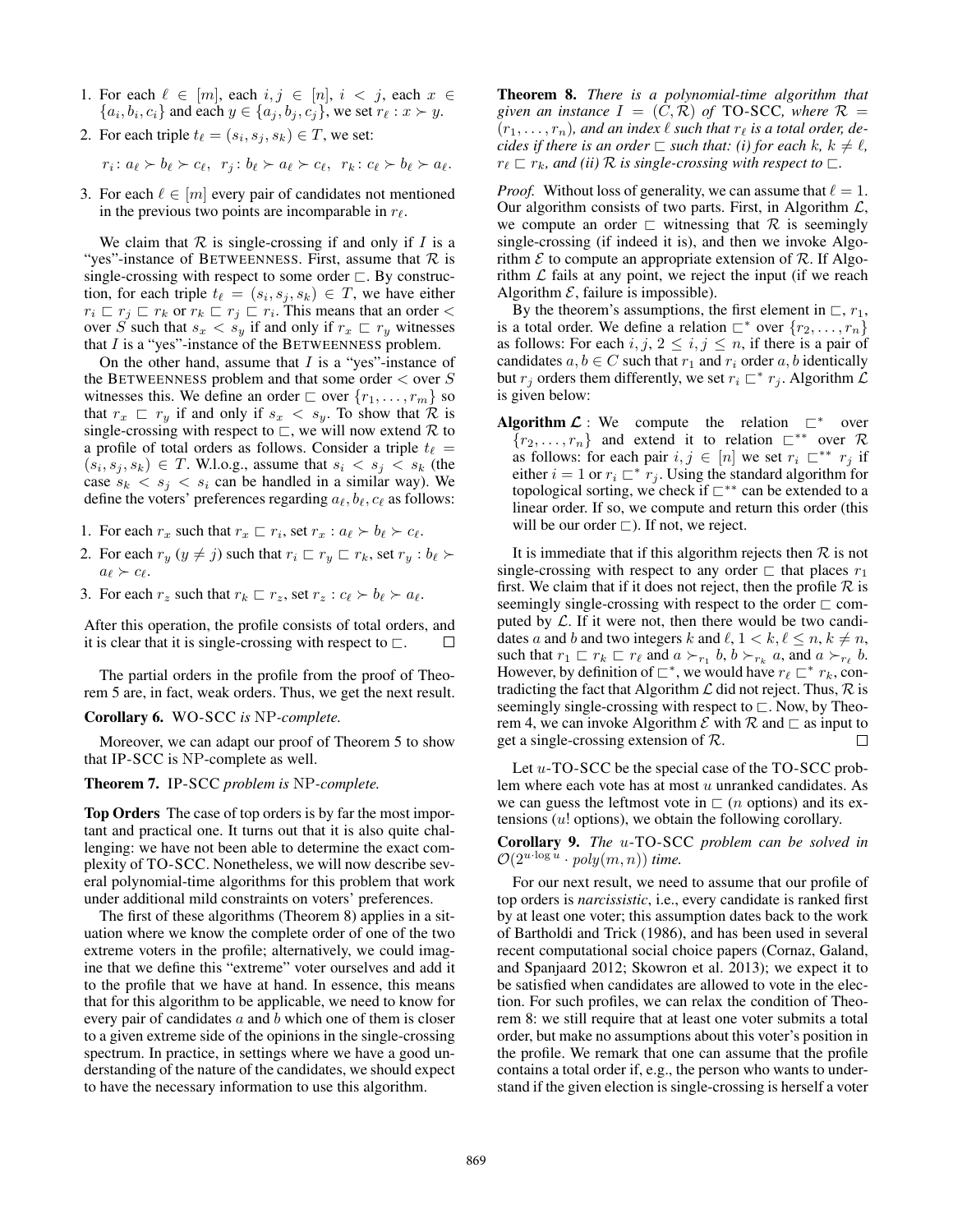1. For each $\ell \in [m]$, each $i, j \in [n]$, $i < j$, each $x \in \{a_i, b_i, c_i\}$ and each $y \in \{a_j, b_j, c_j\}$, we set $r_\ell : x \succ y$.
2. For each triple $t_\ell = (s_i, s_j, s_k) \in T$, we set:

$$r_i \colon a_\ell \succ b_\ell \succ c_\ell, \;\; r_j \colon b_\ell \succ a_\ell \succ c_\ell, \;\; r_k \colon c_\ell \succ b_\ell \succ a_\ell.$$

3. For each $\ell \in [m]$ every pair of candidates not mentioned in the previous two points are incomparable in $r_\ell$.

We claim that $\mathcal{R}$ is single-crossing if and only if $I$ is a "yes"-instance of BETWEENNESS. First, assume that $\mathcal{R}$ is single-crossing with respect to some order $\sqsubset$. By construction, for each triple $t_\ell = (s_i, s_j, s_k) \in T$, we have either $r_i \sqsubset r_j \sqsubset r_k$ or $r_k \sqsubset r_j \sqsubset r_i$. This means that an order $<$ over $S$ such that $s_x < s_y$ if and only if $r_x \sqsubset r_y$ witnesses that $I$ is a "yes"-instance of the BETWEENNESS problem.

On the other hand, assume that $I$ is a "yes"-instance of the BETWEENNESS problem and that some order $<$ over $S$ witnesses this. We define an order $\sqsubset$ over $\{r_1, \ldots, r_m\}$ so that $r_x \sqsubset r_y$ if and only if $s_x < s_y$. To show that $\mathcal{R}$ is single-crossing with respect to $\sqsubset$, we will now extend $\mathcal{R}$ to a profile of total orders as follows. Consider a triple $t_\ell = (s_i, s_j, s_k) \in T$. W.l.o.g., assume that $s_i < s_j < s_k$ (the case $s_k < s_j < s_i$ can be handled in a similar way). We define the voters' preferences regarding $a_\ell, b_\ell, c_\ell$ as follows:

1. For each $r_x$ such that $r_x \sqsubset r_i$, set $r_x : a_\ell \succ b_\ell \succ c_\ell$.
2. For each $r_y$ ($y \neq j$) such that $r_i \sqsubset r_y \sqsubset r_k$, set $r_y : b_\ell \succ a_\ell \succ c_\ell$.
3. For each $r_z$ such that $r_k \sqsubset r_z$, set $r_z : c_\ell \succ b_\ell \succ a_\ell$.

After this operation, the profile consists of total orders, and it is clear that it is single-crossing with respect to $\sqsubset$. $\square$

The partial orders in the profile from the proof of Theorem 5 are, in fact, weak orders. Thus, we get the next result.

**Corollary 6.** *WO-SCC is NP-complete.*

Moreover, we can adapt our proof of Theorem 5 to show that IP-SCC is NP-complete as well.

**Theorem 7.** *IP-SCC problem is NP-complete.*

**Top Orders** The case of top orders is by far the most important and practical one. It turns out that it is also quite challenging: we have not been able to determine the exact complexity of TO-SCC. Nonetheless, we will now describe several polynomial-time algorithms for this problem that work under additional mild constraints on voters' preferences.

The first of these algorithms (Theorem 8) applies in a situation where we know the complete order of one of the two extreme voters in the profile; alternatively, we could imagine that we define this "extreme" voter ourselves and add it to the profile that we have at hand. In essence, this means that for this algorithm to be applicable, we need to know for every pair of candidates $a$ and $b$ which one of them is closer to a given extreme side of the opinions in the single-crossing spectrum. In practice, in settings where we have a good understanding of the nature of the candidates, we should expect to have the necessary information to use this algorithm.

**Theorem 8.** *There is a polynomial-time algorithm that given an instance $I = (C, \mathcal{R})$ of TO-SCC, where $\mathcal{R} = (r_1, \ldots, r_n)$, and an index $\ell$ such that $r_\ell$ is a total order, decides if there is an order $\sqsubset$ such that: (i) for each $k$, $k \neq \ell$, $r_\ell \sqsubset r_k$, and (ii) $\mathcal{R}$ is single-crossing with respect to $\sqsubset$.*

*Proof.* Without loss of generality, we can assume that $\ell = 1$. Our algorithm consists of two parts. First, in Algorithm $\mathcal{L}$, we compute an order $\sqsubset$ witnessing that $\mathcal{R}$ is seemingly single-crossing (if indeed it is), and then we invoke Algorithm $\mathcal{E}$ to compute an appropriate extension of $\mathcal{R}$. If Algorithm $\mathcal{L}$ fails at any point, we reject the input (if we reach Algorithm $\mathcal{E}$, failure is impossible).

By the theorem's assumptions, the first element in $\sqsubset$, $r_1$, is a total order. We define a relation $\sqsubset^*$ over $\{r_2, \ldots, r_n\}$ as follows: For each $i, j$, $2 \leq i, j \leq n$, if there is a pair of candidates $a, b \in C$ such that $r_1$ and $r_i$ order $a, b$ identically but $r_j$ orders them differently, we set $r_i \sqsubset^* r_j$. Algorithm $\mathcal{L}$ is given below:

**Algorithm $\mathcal{L}$** : We compute the relation $\sqsubset^*$ over $\{r_2, \ldots, r_n\}$ and extend it to relation $\sqsubset^{**}$ over $\mathcal{R}$ as follows: for each pair $i, j \in [n]$ we set $r_i \sqsubset^{**} r_j$ if either $i = 1$ or $r_i \sqsubset^* r_j$. Using the standard algorithm for topological sorting, we check if $\sqsubset^{**}$ can be extended to a linear order. If so, we compute and return this order (this will be our order $\sqsubset$). If not, we reject.

It is immediate that if this algorithm rejects then $\mathcal{R}$ is not single-crossing with respect to any order $\sqsubset$ that places $r_1$ first. We claim that if it does not reject, then the profile $\mathcal{R}$ is seemingly single-crossing with respect to the order $\sqsubset$ computed by $\mathcal{L}$. If it were not, then there would be two candidates $a$ and $b$ and two integers $k$ and $\ell$, $1 < k, \ell \leq n$, $k \neq n$, such that $r_1 \sqsubset r_k \sqsubset r_\ell$ and $a \succ_{r_1} b$, $b \succ_{r_k} a$, and $a \succ_{r_\ell} b$. However, by definition of $\sqsubset^*$, we would have $r_\ell \sqsubset^* r_k$, contradicting the fact that Algorithm $\mathcal{L}$ did not reject. Thus, $\mathcal{R}$ is seemingly single-crossing with respect to $\sqsubset$. Now, by Theorem 4, we can invoke Algorithm $\mathcal{E}$ with $\mathcal{R}$ and $\sqsubset$ as input to get a single-crossing extension of $\mathcal{R}$. $\square$

Let $u$-TO-SCC be the special case of the TO-SCC problem where each vote has at most $u$ unranked candidates. As we can guess the leftmost vote in $\sqsubset$ ($n$ options) and its extensions ($u!$ options), we obtain the following corollary.

**Corollary 9.** *The $u$-TO-SCC problem can be solved in $\mathcal{O}(2^{u \cdot \log u} \cdot poly(m, n))$ time.*

For our next result, we need to assume that our profile of top orders is *narcissistic*, i.e., every candidate is ranked first by at least one voter; this assumption dates back to the work of Bartholdi and Trick (1986), and has been used in several recent computational social choice papers (Cornaz, Galand, and Spanjaard 2012; Skowron et al. 2013); we expect it to be satisfied when candidates are allowed to vote in the election. For such profiles, we can relax the condition of Theorem 8: we still require that at least one voter submits a total order, but make no assumptions about this voter's position in the profile. We remark that one can assume that the profile contains a total order if, e.g., the person who wants to understand if the given election is single-crossing is herself a voter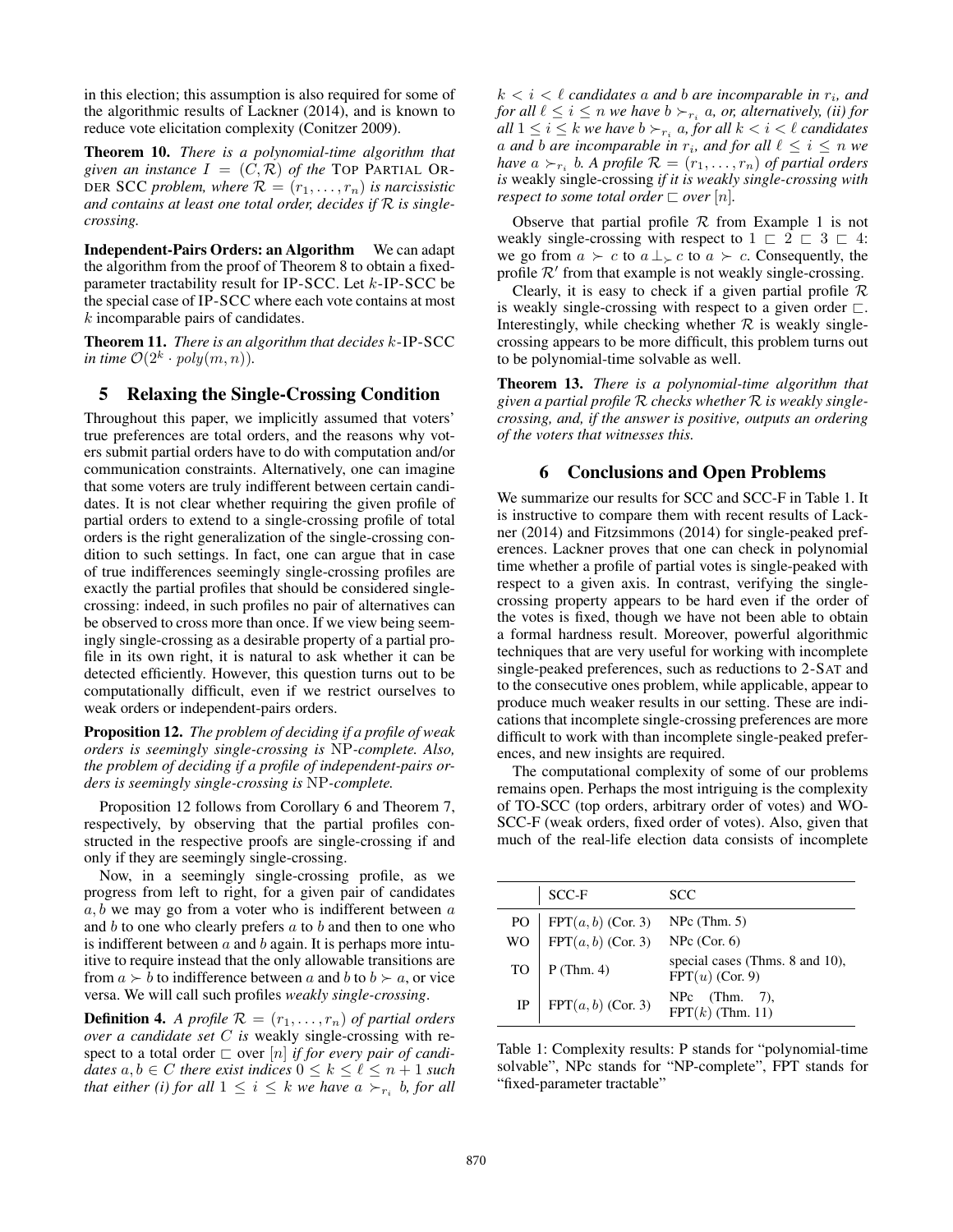in this election; this assumption is also required for some of the algorithmic results of Lackner (2014), and is known to reduce vote elicitation complexity (Conitzer 2009).

**Theorem 10.** *There is a polynomial-time algorithm that given an instance $I = (C, \mathcal{R})$ of the* Top Partial Order SCC *problem, where $\mathcal{R} = (r_1, \ldots, r_n)$ is narcissistic and contains at least one total order, decides if $\mathcal{R}$ is single-crossing.*

**Independent-Pairs Orders: an Algorithm** We can adapt the algorithm from the proof of Theorem 8 to obtain a fixed-parameter tractability result for IP-SCC. Let $k$-IP-SCC be the special case of IP-SCC where each vote contains at most $k$ incomparable pairs of candidates.

**Theorem 11.** *There is an algorithm that decides $k$-IP-SCC in time $\mathcal{O}(2^k \cdot poly(m, n))$.*

## 5 Relaxing the Single-Crossing Condition

Throughout this paper, we implicitly assumed that voters' true preferences are total orders, and the reasons why voters submit partial orders have to do with computation and/or communication constraints. Alternatively, one can imagine that some voters are truly indifferent between certain candidates. It is not clear whether requiring the given profile of partial orders to extend to a single-crossing profile of total orders is the right generalization of the single-crossing condition to such settings. In fact, one can argue that in case of true indifferences seemingly single-crossing profiles are exactly the partial profiles that should be considered single-crossing: indeed, in such profiles no pair of alternatives can be observed to cross more than once. If we view being seemingly single-crossing as a desirable property of a partial profile in its own right, it is natural to ask whether it can be detected efficiently. However, this question turns out to be computationally difficult, even if we restrict ourselves to weak orders or independent-pairs orders.

**Proposition 12.** *The problem of deciding if a profile of weak orders is seemingly single-crossing is* NP*-complete. Also, the problem of deciding if a profile of independent-pairs orders is seemingly single-crossing is* NP*-complete.*

Proposition 12 follows from Corollary 6 and Theorem 7, respectively, by observing that the partial profiles constructed in the respective proofs are single-crossing if and only if they are seemingly single-crossing.

Now, in a seemingly single-crossing profile, as we progress from left to right, for a given pair of candidates $a, b$ we may go from a voter who is indifferent between $a$ and $b$ to one who clearly prefers $a$ to $b$ and then to one who is indifferent between $a$ and $b$ again. It is perhaps more intuitive to require instead that the only allowable transitions are from $a \succ b$ to indifference between $a$ and $b$ to $b \succ a$, or vice versa. We will call such profiles *weakly single-crossing*.

**Definition 4.** *A profile $\mathcal{R} = (r_1, \ldots, r_n)$ of partial orders over a candidate set $C$ is* weakly single-crossing with respect to a total order $\sqsubset$ over $[n]$ *if for every pair of candidates $a, b \in C$ there exist indices $0 \le k \le \ell \le n+1$ such that either (i) for all $1 \le i \le k$ we have $a \succ_{r_i} b$, for all $k < i < \ell$ candidates $a$ and $b$ are incomparable in $r_i$, and for all $\ell \le i \le n$ we have $b \succ_{r_i} a$, or, alternatively, (ii) for all $1 \le i \le k$ we have $b \succ_{r_i} a$, for all $k < i < \ell$ candidates $a$ and $b$ are incomparable in $r_i$, and for all $\ell \le i \le n$ we have $a \succ_{r_i} b$. A profile $\mathcal{R} = (r_1, \ldots, r_n)$ of partial orders is* weakly single-crossing *if it is weakly single-crossing with respect to some total order $\sqsubset$ over $[n]$.*

Observe that partial profile $\mathcal{R}$ from Example 1 is not weakly single-crossing with respect to $1 \sqsubset 2 \sqsubset 3 \sqsubset 4$: we go from $a \succ c$ to $a \perp_{\succ} c$ to $a \succ c$. Consequently, the profile $\mathcal{R}'$ from that example is not weakly single-crossing.

Clearly, it is easy to check if a given partial profile $\mathcal{R}$ is weakly single-crossing with respect to a given order $\sqsubset$. Interestingly, while checking whether $\mathcal{R}$ is weakly single-crossing appears to be more difficult, this problem turns out to be polynomial-time solvable as well.

**Theorem 13.** *There is a polynomial-time algorithm that given a partial profile $\mathcal{R}$ checks whether $\mathcal{R}$ is weakly single-crossing, and, if the answer is positive, outputs an ordering of the voters that witnesses this.*

## 6 Conclusions and Open Problems

We summarize our results for SCC and SCC-F in Table 1. It is instructive to compare them with recent results of Lackner (2014) and Fitzsimmons (2014) for single-peaked preferences. Lackner proves that one can check in polynomial time whether a profile of partial votes is single-peaked with respect to a given axis. In contrast, verifying the single-crossing property appears to be hard even if the order of the votes is fixed, though we have not been able to obtain a formal hardness result. Moreover, powerful algorithmic techniques that are very useful for working with incomplete single-peaked preferences, such as reductions to 2-SAT and to the consecutive ones problem, while applicable, appear to produce much weaker results in our setting. These are indications that incomplete single-crossing preferences are more difficult to work with than incomplete single-peaked preferences, and new insights are required.

The computational complexity of some of our problems remains open. Perhaps the most intriguing is the complexity of TO-SCC (top orders, arbitrary order of votes) and WO-SCC-F (weak orders, fixed order of votes). Also, given that much of the real-life election data consists of incomplete

| | SCC-F | SCC |
|---|---|---|
| PO | FPT$(a, b)$ (Cor. 3) | NPc (Thm. 5) |
| WO | FPT$(a, b)$ (Cor. 3) | NPc (Cor. 6) |
| TO | P (Thm. 4) | special cases (Thms. 8 and 10), FPT$(u)$ (Cor. 9) |
| IP | FPT$(a, b)$ (Cor. 3) | NPc (Thm. 7), FPT$(k)$ (Thm. 11) |

Table 1: Complexity results: P stands for "polynomial-time solvable", NPc stands for "NP-complete", FPT stands for "fixed-parameter tractable"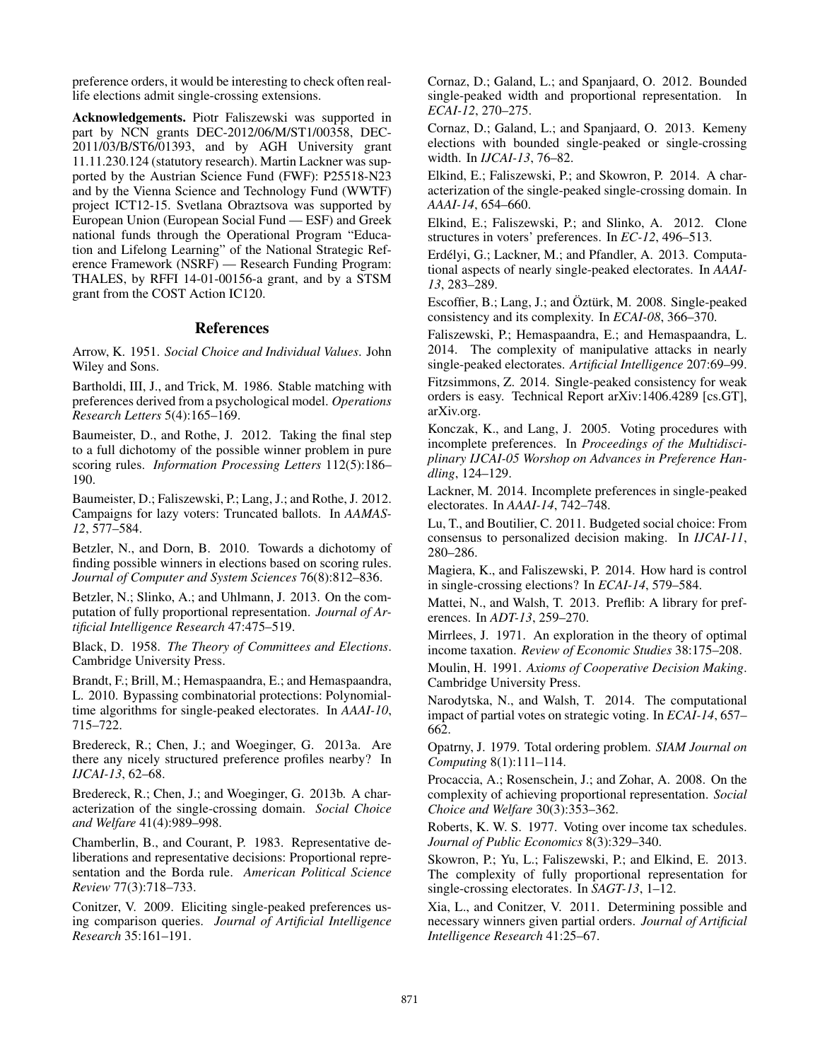preference orders, it would be interesting to check often real-life elections admit single-crossing extensions.

**Acknowledgements.** Piotr Faliszewski was supported in part by NCN grants DEC-2012/06/M/ST1/00358, DEC-2011/03/B/ST6/01393, and by AGH University grant 11.11.230.124 (statutory research). Martin Lackner was supported by the Austrian Science Fund (FWF): P25518-N23 and by the Vienna Science and Technology Fund (WWTF) project ICT12-15. Svetlana Obraztsova was supported by European Union (European Social Fund — ESF) and Greek national funds through the Operational Program "Education and Lifelong Learning" of the National Strategic Reference Framework (NSRF) — Research Funding Program: THALES, by RFFI 14-01-00156-a grant, and by a STSM grant from the COST Action IC120.

## References

Arrow, K. 1951. *Social Choice and Individual Values*. John Wiley and Sons.

Bartholdi, III, J., and Trick, M. 1986. Stable matching with preferences derived from a psychological model. *Operations Research Letters* 5(4):165–169.

Baumeister, D., and Rothe, J. 2012. Taking the final step to a full dichotomy of the possible winner problem in pure scoring rules. *Information Processing Letters* 112(5):186–190.

Baumeister, D.; Faliszewski, P.; Lang, J.; and Rothe, J. 2012. Campaigns for lazy voters: Truncated ballots. In *AAMAS-12*, 577–584.

Betzler, N., and Dorn, B. 2010. Towards a dichotomy of finding possible winners in elections based on scoring rules. *Journal of Computer and System Sciences* 76(8):812–836.

Betzler, N.; Slinko, A.; and Uhlmann, J. 2013. On the computation of fully proportional representation. *Journal of Artificial Intelligence Research* 47:475–519.

Black, D. 1958. *The Theory of Committees and Elections*. Cambridge University Press.

Brandt, F.; Brill, M.; Hemaspaandra, E.; and Hemaspaandra, L. 2010. Bypassing combinatorial protections: Polynomial-time algorithms for single-peaked electorates. In *AAAI-10*, 715–722.

Bredereck, R.; Chen, J.; and Woeginger, G. 2013a. Are there any nicely structured preference profiles nearby? In *IJCAI-13*, 62–68.

Bredereck, R.; Chen, J.; and Woeginger, G. 2013b. A characterization of the single-crossing domain. *Social Choice and Welfare* 41(4):989–998.

Chamberlin, B., and Courant, P. 1983. Representative deliberations and representative decisions: Proportional representation and the Borda rule. *American Political Science Review* 77(3):718–733.

Conitzer, V. 2009. Eliciting single-peaked preferences using comparison queries. *Journal of Artificial Intelligence Research* 35:161–191.

Cornaz, D.; Galand, L.; and Spanjaard, O. 2012. Bounded single-peaked width and proportional representation. In *ECAI-12*, 270–275.

Cornaz, D.; Galand, L.; and Spanjaard, O. 2013. Kemeny elections with bounded single-peaked or single-crossing width. In *IJCAI-13*, 76–82.

Elkind, E.; Faliszewski, P.; and Skowron, P. 2014. A characterization of the single-peaked single-crossing domain. In *AAAI-14*, 654–660.

Elkind, E.; Faliszewski, P.; and Slinko, A. 2012. Clone structures in voters' preferences. In *EC-12*, 496–513.

Erdélyi, G.; Lackner, M.; and Pfandler, A. 2013. Computational aspects of nearly single-peaked electorates. In *AAAI-13*, 283–289.

Escoffier, B.; Lang, J.; and Öztürk, M. 2008. Single-peaked consistency and its complexity. In *ECAI-08*, 366–370.

Faliszewski, P.; Hemaspaandra, E.; and Hemaspaandra, L. 2014. The complexity of manipulative attacks in nearly single-peaked electorates. *Artificial Intelligence* 207:69–99.

Fitzsimmons, Z. 2014. Single-peaked consistency for weak orders is easy. Technical Report arXiv:1406.4289 [cs.GT], arXiv.org.

Konczak, K., and Lang, J. 2005. Voting procedures with incomplete preferences. In *Proceedings of the Multidisciplinary IJCAI-05 Worshop on Advances in Preference Handling*, 124–129.

Lackner, M. 2014. Incomplete preferences in single-peaked electorates. In *AAAI-14*, 742–748.

Lu, T., and Boutilier, C. 2011. Budgeted social choice: From consensus to personalized decision making. In *IJCAI-11*, 280–286.

Magiera, K., and Faliszewski, P. 2014. How hard is control in single-crossing elections? In *ECAI-14*, 579–584.

Mattei, N., and Walsh, T. 2013. Preflib: A library for preferences. In *ADT-13*, 259–270.

Mirrlees, J. 1971. An exploration in the theory of optimal income taxation. *Review of Economic Studies* 38:175–208.

Moulin, H. 1991. *Axioms of Cooperative Decision Making*. Cambridge University Press.

Narodytska, N., and Walsh, T. 2014. The computational impact of partial votes on strategic voting. In *ECAI-14*, 657–662.

Opatrny, J. 1979. Total ordering problem. *SIAM Journal on Computing* 8(1):111–114.

Procaccia, A.; Rosenschein, J.; and Zohar, A. 2008. On the complexity of achieving proportional representation. *Social Choice and Welfare* 30(3):353–362.

Roberts, K. W. S. 1977. Voting over income tax schedules. *Journal of Public Economics* 8(3):329–340.

Skowron, P.; Yu, L.; Faliszewski, P.; and Elkind, E. 2013. The complexity of fully proportional representation for single-crossing electorates. In *SAGT-13*, 1–12.

Xia, L., and Conitzer, V. 2011. Determining possible and necessary winners given partial orders. *Journal of Artificial Intelligence Research* 41:25–67.